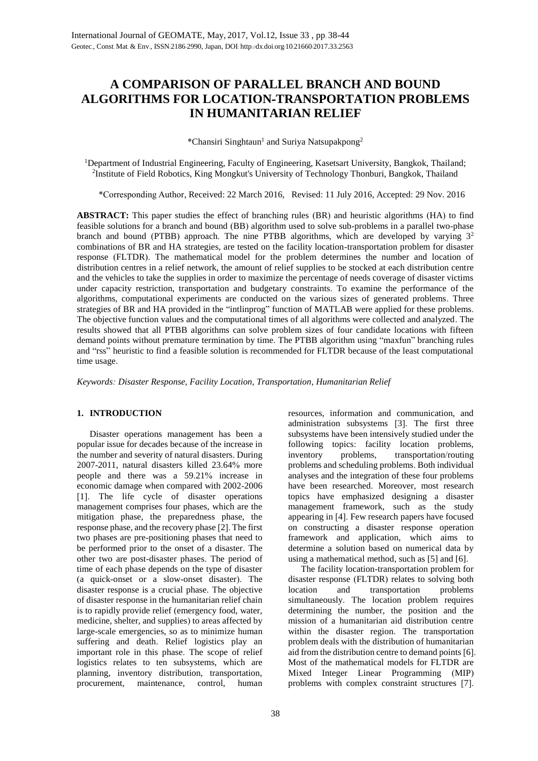# A COMPARISON OF PARALLEL BRANCH AND BOUND ALGORITHMS FOR LOCATION-TRANSPORTATION PROBLEMS IN HUMANITARIAN RELIEF

*Chansiri Singhtaun[1] and Suriya Natsupakpong[2]

[1]Department of Industrial Engineering, Faculty of Engineering, Kasetsart University, Bangkok, Thailand;
[2]Institute of Field Robotics, King Mongkut's University of Technology Thonburi, Bangkok, Thailand

*Corresponding Author, Received: 22 March 2016, Revised: 11 July 2016, Accepted: 29 Nov. 2016

**ABSTRACT:** This paper studies the effect of branching rules (BR) and heuristic algorithms (HA) to find feasible solutions for a branch and bound (BB) algorithm used to solve sub-problems in a parallel two-phase branch and bound (PTBB) approach. The nine PTBB algorithms, which are developed by varying $3^2$ combinations of BR and HA strategies, are tested on the facility location-transportation problem for disaster response (FLTDR). The mathematical model for the problem determines the number and location of distribution centres in a relief network, the amount of relief supplies to be stocked at each distribution centre and the vehicles to take the supplies in order to maximize the percentage of needs coverage of disaster victims under capacity restriction, transportation and budgetary constraints. To examine the performance of the algorithms, computational experiments are conducted on the various sizes of generated problems. Three strategies of BR and HA provided in the "intlinprog" function of MATLAB were applied for these problems. The objective function values and the computational times of all algorithms were collected and analyzed. The results showed that all PTBB algorithms can solve problem sizes of four candidate locations with fifteen demand points without premature termination by time. The PTBB algorithm using "maxfun" branching rules and "rss" heuristic to find a feasible solution is recommended for FLTDR because of the least computational time usage.

*Keywords: Disaster Response, Facility Location, Transportation, Humanitarian Relief*

## 1. INTRODUCTION

Disaster operations management has been a popular issue for decades because of the increase in the number and severity of natural disasters. During 2007-2011, natural disasters killed 23.64% more people and there was a 59.21% increase in economic damage when compared with 2002-2006 [1]. The life cycle of disaster operations management comprises four phases, which are the mitigation phase, the preparedness phase, the response phase, and the recovery phase [2]. The first two phases are pre-positioning phases that need to be performed prior to the onset of a disaster. The other two are post-disaster phases. The period of time of each phase depends on the type of disaster (a quick-onset or a slow-onset disaster). The disaster response is a crucial phase. The objective of disaster response in the humanitarian relief chain is to rapidly provide relief (emergency food, water, medicine, shelter, and supplies) to areas affected by large-scale emergencies, so as to minimize human suffering and death. Relief logistics play an important role in this phase. The scope of relief logistics relates to ten subsystems, which are planning, inventory distribution, transportation, procurement, maintenance, control, human resources, information and communication, and administration subsystems [3]. The first three subsystems have been intensively studied under the following topics: facility location problems, inventory problems, transportation/routing problems and scheduling problems. Both individual analyses and the integration of these four problems have been researched. Moreover, most research topics have emphasized designing a disaster management framework, such as the study appearing in [4]. Few research papers have focused on constructing a disaster response operation framework and application, which aims to determine a solution based on numerical data by using a mathematical method, such as [5] and [6].

The facility location-transportation problem for disaster response (FLTDR) relates to solving both location and transportation problems simultaneously. The location problem requires determining the number, the position and the mission of a humanitarian aid distribution centre within the disaster region. The transportation problem deals with the distribution of humanitarian aid from the distribution centre to demand points [6]. Most of the mathematical models for FLTDR are Mixed Integer Linear Programming (MIP) problems with complex constraint structures [7].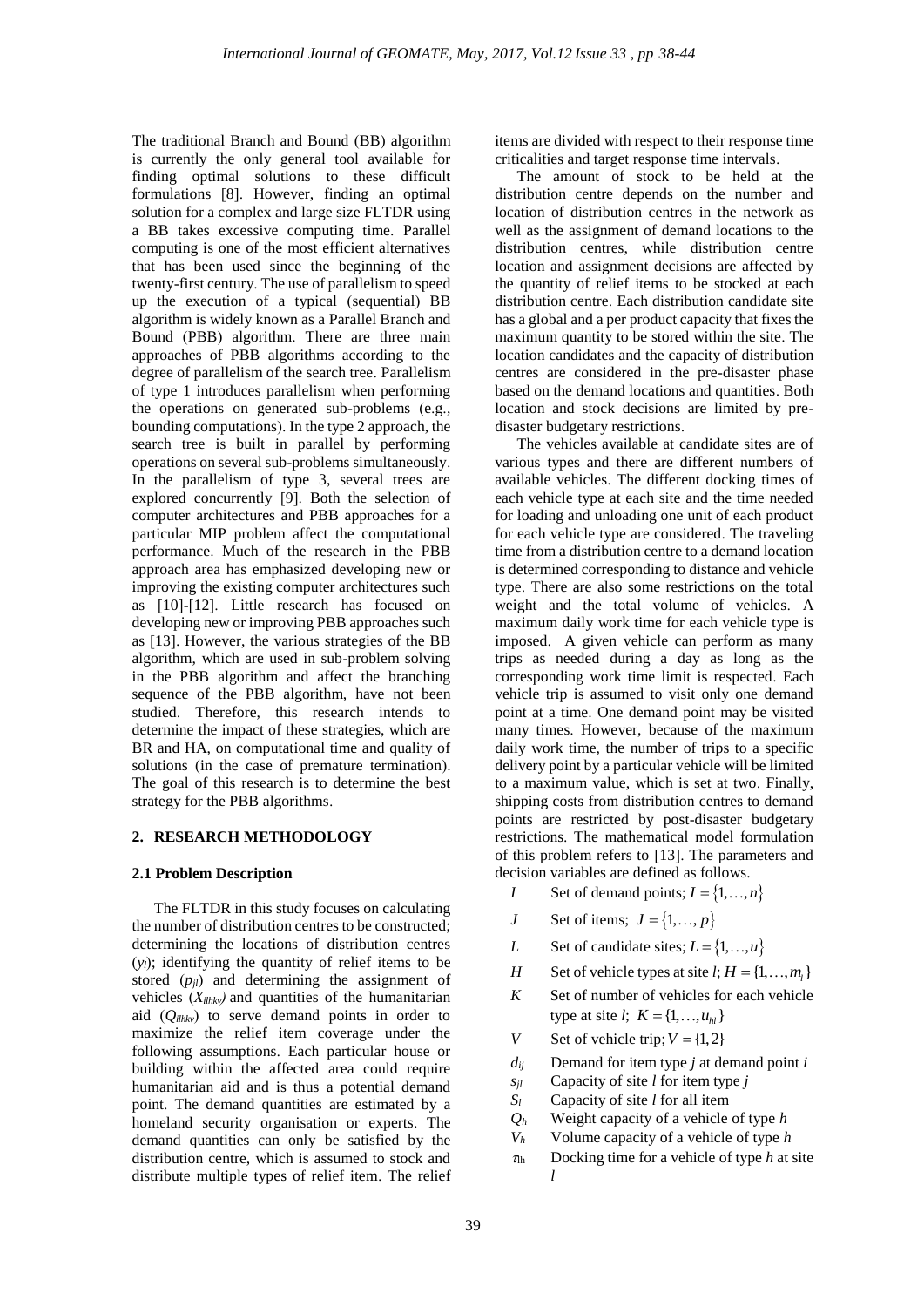The traditional Branch and Bound (BB) algorithm is currently the only general tool available for finding optimal solutions to these difficult formulations [8]. However, finding an optimal solution for a complex and large size FLTDR using a BB takes excessive computing time. Parallel computing is one of the most efficient alternatives that has been used since the beginning of the twenty-first century. The use of parallelism to speed up the execution of a typical (sequential) BB algorithm is widely known as a Parallel Branch and Bound (PBB) algorithm. There are three main approaches of PBB algorithms according to the degree of parallelism of the search tree. Parallelism of type 1 introduces parallelism when performing the operations on generated sub-problems (e.g., bounding computations). In the type 2 approach, the search tree is built in parallel by performing operations on several sub-problems simultaneously. In the parallelism of type 3, several trees are explored concurrently [9]. Both the selection of computer architectures and PBB approaches for a particular MIP problem affect the computational performance. Much of the research in the PBB approach area has emphasized developing new or improving the existing computer architectures such as [10]-[12]. Little research has focused on developing new or improving PBB approaches such as [13]. However, the various strategies of the BB algorithm, which are used in sub-problem solving in the PBB algorithm and affect the branching sequence of the PBB algorithm, have not been studied. Therefore, this research intends to determine the impact of these strategies, which are BR and HA, on computational time and quality of solutions (in the case of premature termination). The goal of this research is to determine the best strategy for the PBB algorithms.

## 2. RESEARCH METHODOLOGY

### 2.1 Problem Description

The FLTDR in this study focuses on calculating the number of distribution centres to be constructed; determining the locations of distribution centres ($y_l$); identifying the quantity of relief items to be stored ($p_{jl}$) and determining the assignment of vehicles ($X_{ilhkv}$) and quantities of the humanitarian aid ($Q_{ilhkv}$) to serve demand points in order to maximize the relief item coverage under the following assumptions. Each particular house or building within the affected area could require humanitarian aid and is thus a potential demand point. The demand quantities are estimated by a homeland security organisation or experts. The demand quantities can only be satisfied by the distribution centre, which is assumed to stock and distribute multiple types of relief item. The relief items are divided with respect to their response time criticalities and target response time intervals.

The amount of stock to be held at the distribution centre depends on the number and location of distribution centres in the network as well as the assignment of demand locations to the distribution centres, while distribution centre location and assignment decisions are affected by the quantity of relief items to be stocked at each distribution centre. Each distribution candidate site has a global and a per product capacity that fixes the maximum quantity to be stored within the site. The location candidates and the capacity of distribution centres are considered in the pre-disaster phase based on the demand locations and quantities. Both location and stock decisions are limited by pre-disaster budgetary restrictions.

The vehicles available at candidate sites are of various types and there are different numbers of available vehicles. The different docking times of each vehicle type at each site and the time needed for loading and unloading one unit of each product for each vehicle type are considered. The traveling time from a distribution centre to a demand location is determined corresponding to distance and vehicle type. There are also some restrictions on the total weight and the total volume of vehicles. A maximum daily work time for each vehicle type is imposed. A given vehicle can perform as many trips as needed during a day as long as the corresponding work time limit is respected. Each vehicle trip is assumed to visit only one demand point at a time. One demand point may be visited many times. However, because of the maximum daily work time, the number of trips to a specific delivery point by a particular vehicle will be limited to a maximum value, which is set at two. Finally, shipping costs from distribution centres to demand points are restricted by post-disaster budgetary restrictions. The mathematical model formulation of this problem refers to [13]. The parameters and decision variables are defined as follows.

- $I$ Set of demand points; $I = \{1, \ldots, n\}$
- $J$ Set of items; $J = \{1, \ldots, p\}$
- $L$ Set of candidate sites; $L = \{1, \ldots, u\}$
- $H$ Set of vehicle types at site $l$; $H = \{1, \ldots, m_l\}$
- $K$ Set of number of vehicles for each vehicle type at site $l$; $K = \{1, \ldots, u_{hl}\}$
- $V$ Set of vehicle trip; $V = \{1, 2\}$
- $d_{ij}$ Demand for item type $j$ at demand point $i$
- $s_{jl}$ Capacity of site $l$ for item type $j$
- $S_l$ Capacity of site $l$ for all item
- $Q_h$ Weight capacity of a vehicle of type $h$
- $V_h$ Volume capacity of a vehicle of type $h$
- $\tau_{lh}$ Docking time for a vehicle of type $h$ at site $l$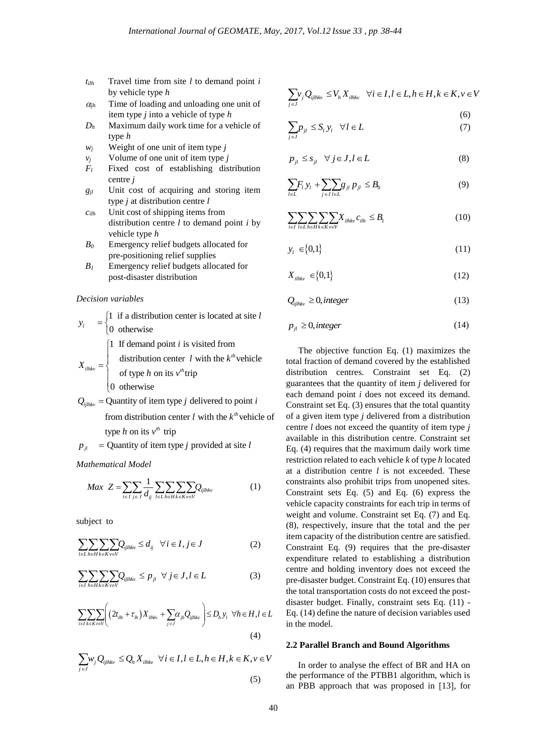- $t_{ilh}$ Travel time from site $l$ to demand point $i$ by vehicle type $h$
- $\alpha_{jh}$ Time of loading and unloading one unit of item type $j$ into a vehicle of type $h$
- $D_h$ Maximum daily work time for a vehicle of type $h$
- $w_j$ Weight of one unit of item type $j$
- $v_j$ Volume of one unit of item type $j$
- $F_l$ Fixed cost of establishing distribution centre $j$
- $g_{jl}$ Unit cost of acquiring and storing item type $j$ at distribution centre $l$
- $c_{ilh}$ Unit cost of shipping items from distribution centre $l$ to demand point $i$ by vehicle type $h$
- $B_0$ Emergency relief budgets allocated for pre-positioning relief supplies
- $B_1$ Emergency relief budgets allocated for post-disaster distribution

*Decision variables*

$$y_l = \begin{cases} 1 & \text{if a distribution center is located at site } l \\ 0 & \text{otherwise} \end{cases}$$

$$X_{ilhkv} = \begin{cases} 1 & \text{If demand point } i \text{ is visited from distribution center } l \text{ with the } k^{th} \text{vehicle of type } h \text{ on its } v^{th} \text{trip} \\ 0 & \text{otherwise} \end{cases}$$

$Q_{ijlhkv}$ = Quantity of item type $j$ delivered to point $i$ from distribution center $l$ with the $k^{th}$ vehicle of type $h$ on its $v^{th}$ trip

$p_{jl}$ = Quantity of item type $j$ provided at site $l$

*Mathematical Model*

$$Max \ \ Z = \sum_{i \in I} \sum_{j \in J} \frac{1}{d_{ij}} \sum_{l \in L} \sum_{h \in H} \sum_{k \in K} \sum_{v \in V} Q_{ijlhkv} \tag{1}$$

subject to

$$\sum_{l \in L} \sum_{h \in H} \sum_{k \in K} \sum_{v \in V} Q_{ijlhkv} \leq d_{ij} \quad \forall i \in I, j \in J \tag{2}$$

$$\sum_{i \in I} \sum_{h \in H} \sum_{k \in K} \sum_{v \in V} Q_{ijlhkv} \leq p_{jl} \quad \forall j \in J, l \in L \tag{3}$$

$$\sum_{i \in I} \sum_{k \in K} \sum_{v \in V} \left( \left(2t_{ilh} + \tau_{lh}\right) X_{ilhkv} + \sum_{j \in J} \alpha_{jh} Q_{ijlhkv} \right) \leq D_h y_l \quad \forall h \in H, l \in L \tag{4}$$

$$\sum_{j \in J} w_j Q_{ijlhkv} \leq Q_h X_{ilhkv} \quad \forall i \in I, l \in L, h \in H, k \in K, v \in V \tag{5}$$

$$\sum_{j \in J} v_j Q_{ijlhkv} \leq V_h X_{ilhkv} \quad \forall i \in I, l \in L, h \in H, k \in K, v \in V \tag{6}$$

$$\sum_{j \in J} p_{jl} \leq S_l y_l \quad \forall l \in L \tag{7}$$

$$p_{jl} \leq s_{jl} \quad \forall j \in J, l \in L \tag{8}$$

$$\sum_{l \in L} F_l y_l + \sum_{j \in J} \sum_{l \in L} g_{jl} p_{jl} \leq B_0 \tag{9}$$

$$\sum_{i \in I} \sum_{l \in L} \sum_{h \in H} \sum_{k \in K} \sum_{v \in V} X_{ilhkv} c_{ilh} \leq B_1 \tag{10}$$

$$y_l \in \{0,1\} \tag{11}$$

$$X_{ilhkv} \in \{0,1\} \tag{12}$$

$$Q_{ijlhkv} \geq 0, integer \tag{13}$$

$$p_{jl} \geq 0, integer \tag{14}$$

The objective function Eq. (1) maximizes the total fraction of demand covered by the established distribution centres. Constraint set Eq. (2) guarantees that the quantity of item $j$ delivered for each demand point $i$ does not exceed its demand. Constraint set Eq. (3) ensures that the total quantity of a given item type $j$ delivered from a distribution centre $l$ does not exceed the quantity of item type $j$ available in this distribution centre. Constraint set Eq. (4) requires that the maximum daily work time restriction related to each vehicle $k$ of type $h$ located at a distribution centre $l$ is not exceeded. These constraints also prohibit trips from unopened sites. Constraint sets Eq. (5) and Eq. (6) express the vehicle capacity constraints for each trip in terms of weight and volume. Constraint set Eq. (7) and Eq. (8), respectively, insure that the total and the per item capacity of the distribution centre are satisfied. Constraint Eq. (9) requires that the pre-disaster expenditure related to establishing a distribution centre and holding inventory does not exceed the pre-disaster budget. Constraint Eq. (10) ensures that the total transportation costs do not exceed the post-disaster budget. Finally, constraint sets Eq. (11) - Eq. (14) define the nature of decision variables used in the model.

## 2.2 Parallel Branch and Bound Algorithms

In order to analyse the effect of BR and HA on the performance of the PTBB1 algorithm, which is an PBB approach that was proposed in [13], for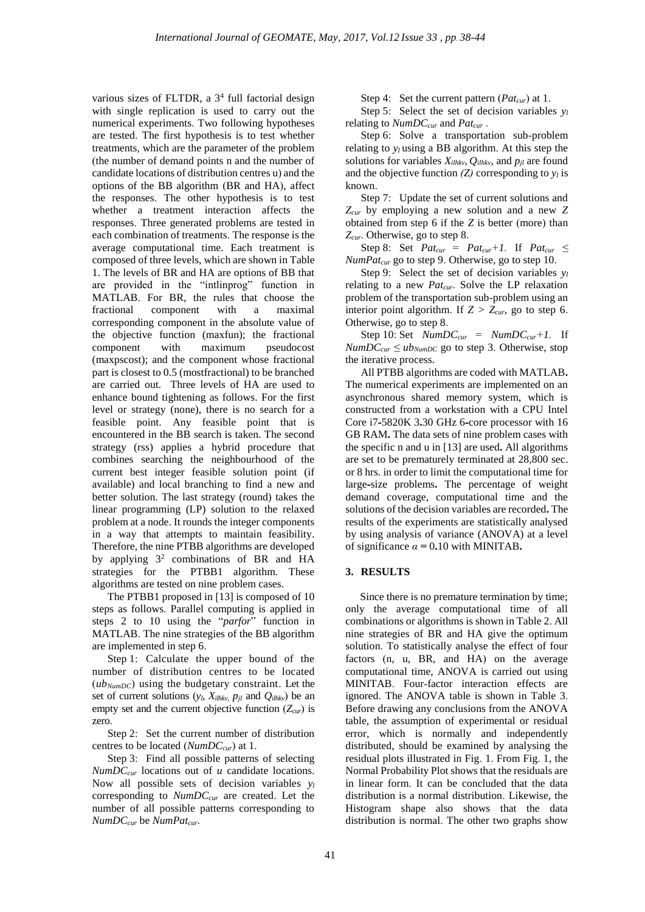various sizes of FLTDR, a $3^4$ full factorial design with single replication is used to carry out the numerical experiments. Two following hypotheses are tested. The first hypothesis is to test whether treatments, which are the parameter of the problem (the number of demand points n and the number of candidate locations of distribution centres u) and the options of the BB algorithm (BR and HA), affect the responses. The other hypothesis is to test whether a treatment interaction affects the responses. Three generated problems are tested in each combination of treatments. The response is the average computational time. Each treatment is composed of three levels, which are shown in Table 1. The levels of BR and HA are options of BB that are provided in the "intlinprog" function in MATLAB. For BR, the rules that choose the fractional component with a maximal corresponding component in the absolute value of the objective function (maxfun); the fractional component with maximum pseudocost (maxpscost); and the component whose fractional part is closest to 0.5 (mostfractional) to be branched are carried out. Three levels of HA are used to enhance bound tightening as follows. For the first level or strategy (none), there is no search for a feasible point. Any feasible point that is encountered in the BB search is taken. The second strategy (rss) applies a hybrid procedure that combines searching the neighbourhood of the current best integer feasible solution point (if available) and local branching to find a new and better solution. The last strategy (round) takes the linear programming (LP) solution to the relaxed problem at a node. It rounds the integer components in a way that attempts to maintain feasibility. Therefore, the nine PTBB algorithms are developed by applying $3^2$ combinations of BR and HA strategies for the PTBB1 algorithm. These algorithms are tested on nine problem cases.

The PTBB1 proposed in [13] is composed of 10 steps as follows. Parallel computing is applied in steps 2 to 10 using the "*parfor*" function in MATLAB. The nine strategies of the BB algorithm are implemented in step 6.

Step 1: Calculate the upper bound of the number of distribution centres to be located ($ub_{NumDC}$) using the budgetary constraint. Let the set of current solutions ($y_l$, $X_{ilhkv}$, $p_{jl}$ and $Q_{ilhkv}$) be an empty set and the current objective function ($Z_{cur}$) is zero.

Step 2: Set the current number of distribution centres to be located ($NumDC_{cur}$) at 1.

Step 3: Find all possible patterns of selecting $NumDC_{cur}$ locations out of $u$ candidate locations. Now all possible sets of decision variables $y_l$ corresponding to $NumDC_{cur}$ are created. Let the number of all possible patterns corresponding to $NumDC_{cur}$ be $NumPat_{cur}$.

Step 4: Set the current pattern ($Pat_{cur}$) at 1.

Step 5: Select the set of decision variables $y_l$ relating to $NumDC_{cur}$ and $Pat_{cur}$.

Step 6: Solve a transportation sub-problem relating to $y_l$ using a BB algorithm. At this step the solutions for variables $X_{ilhkv}$, $Q_{ilhkv}$, and $p_{jl}$ are found and the objective function *(Z)* corresponding to $y_l$ is known.

Step 7: Update the set of current solutions and $Z_{cur}$ by employing a new solution and a new $Z$ obtained from step 6 if the $Z$ is better (more) than $Z_{cur}$. Otherwise, go to step 8.

Step 8: Set $Pat_{cur} = Pat_{cur}+1$. If $Pat_{cur} \leq NumPat_{cur}$ go to step 9. Otherwise, go to step 10.

Step 9: Select the set of decision variables $y_l$ relating to a new $Pat_{cur}$. Solve the LP relaxation problem of the transportation sub-problem using an interior point algorithm. If $Z > Z_{cur}$, go to step 6. Otherwise, go to step 8.

Step 10: Set $NumDC_{cur} = NumDC_{cur}+1$. If $NumDC_{cur} \leq ub_{NumDC}$ go to step 3. Otherwise, stop the iterative process.

All PTBB algorithms are coded with MATLAB. The numerical experiments are implemented on an asynchronous shared memory system, which is constructed from a workstation with a CPU Intel Core i7-5820K 3.30 GHz 6-core processor with 16 GB RAM. The data sets of nine problem cases with the specific n and u in [13] are used. All algorithms are set to be prematurely terminated at 28,800 sec. or 8 hrs. in order to limit the computational time for large-size problems. The percentage of weight demand coverage, computational time and the solutions of the decision variables are recorded. The results of the experiments are statistically analysed by using analysis of variance (ANOVA) at a level of significance $\alpha = 0.10$ with MINITAB.

## 3. RESULTS

Since there is no premature termination by time; only the average computational time of all combinations or algorithms is shown in Table 2. All nine strategies of BR and HA give the optimum solution. To statistically analyse the effect of four factors (n, u, BR, and HA) on the average computational time, ANOVA is carried out using MINITAB. Four-factor interaction effects are ignored. The ANOVA table is shown in Table 3. Before drawing any conclusions from the ANOVA table, the assumption of experimental or residual error, which is normally and independently distributed, should be examined by analysing the residual plots illustrated in Fig. 1. From Fig. 1, the Normal Probability Plot shows that the residuals are in linear form. It can be concluded that the data distribution is a normal distribution. Likewise, the Histogram shape also shows that the data distribution is normal. The other two graphs show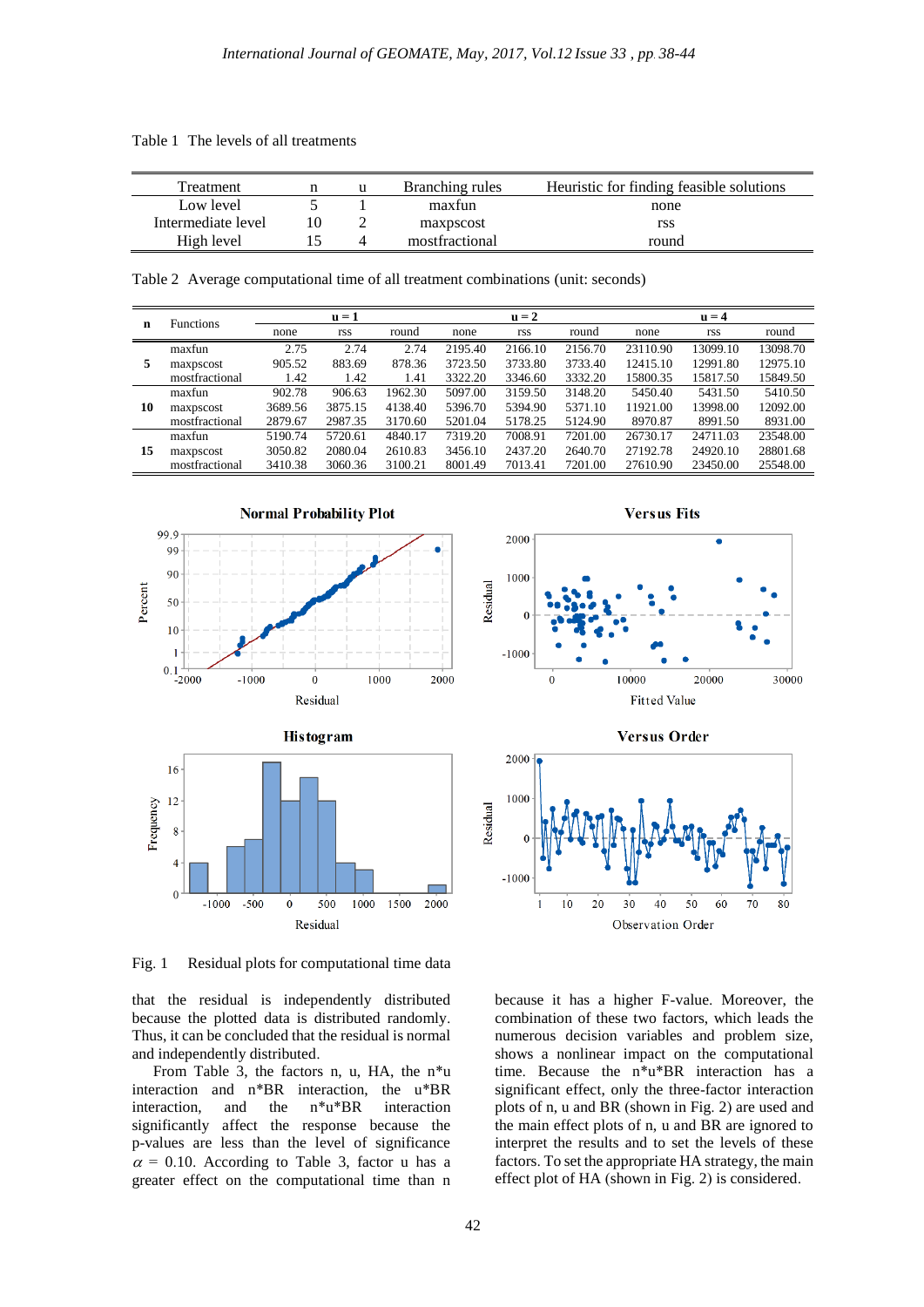Table 1 The levels of all treatments

| Treatment | n | u | Branching rules | Heuristic for finding feasible solutions |
|---|---|---|---|---|
| Low level | 5 | 1 | maxfun | none |
| Intermediate level | 10 | 2 | maxpscost | rss |
| High level | 15 | 4 | mostfractional | round |

Table 2 Average computational time of all treatment combinations (unit: seconds)

| n | Functions | u = 1 | | | u = 2 | | | u = 4 | | |
|---|---|---|---|---|---|---|---|---|---|---|
| | | none | rss | round | none | rss | round | none | rss | round |
| 5 | maxfun | 2.75 | 2.74 | 2.74 | 2195.40 | 2166.10 | 2156.70 | 23110.90 | 13099.10 | 13098.70 |
| | maxpscost | 905.52 | 883.69 | 878.36 | 3723.50 | 3733.80 | 3733.40 | 12415.10 | 12991.80 | 12975.10 |
| | mostfractional | 1.42 | 1.42 | 1.41 | 3322.20 | 3346.60 | 3332.20 | 15800.35 | 15817.50 | 15849.50 |
| 10 | maxfun | 902.78 | 906.63 | 1962.30 | 5097.00 | 3159.50 | 3148.20 | 5450.40 | 5431.50 | 5410.50 |
| | maxpscost | 3689.56 | 3875.15 | 4138.40 | 5396.70 | 5394.90 | 5371.10 | 11921.00 | 13998.00 | 12092.00 |
| | mostfractional | 2879.67 | 2987.35 | 3170.60 | 5201.04 | 5178.25 | 5124.90 | 8970.87 | 8991.50 | 8931.00 |
| 15 | maxfun | 5190.74 | 5720.61 | 4840.17 | 7319.20 | 7008.91 | 7201.00 | 26730.17 | 24711.03 | 23548.00 |
| | maxpscost | 3050.82 | 2080.04 | 2610.83 | 3456.10 | 2437.20 | 2640.70 | 27192.78 | 24920.10 | 28801.68 |
| | mostfractional | 3410.38 | 3060.36 | 3100.21 | 8001.49 | 7013.41 | 7201.00 | 27610.90 | 23450.00 | 25548.00 |

Fig. 1 Residual plots for computational time data

that the residual is independently distributed because the plotted data is distributed randomly. Thus, it can be concluded that the residual is normal and independently distributed.

From Table 3, the factors n, u, HA, the n*u interaction and n*BR interaction, the u*BR interaction, and the n*u*BR interaction significantly affect the response because the p-values are less than the level of significance $\alpha$ = 0.10. According to Table 3, factor u has a greater effect on the computational time than n because it has a higher F-value. Moreover, the combination of these two factors, which leads the numerous decision variables and problem size, shows a nonlinear impact on the computational time. Because the n*u*BR interaction has a significant effect, only the three-factor interaction plots of n, u and BR (shown in Fig. 2) are used and the main effect plots of n, u and BR are ignored to interpret the results and to set the levels of these factors. To set the appropriate HA strategy, the main effect plot of HA (shown in Fig. 2) is considered.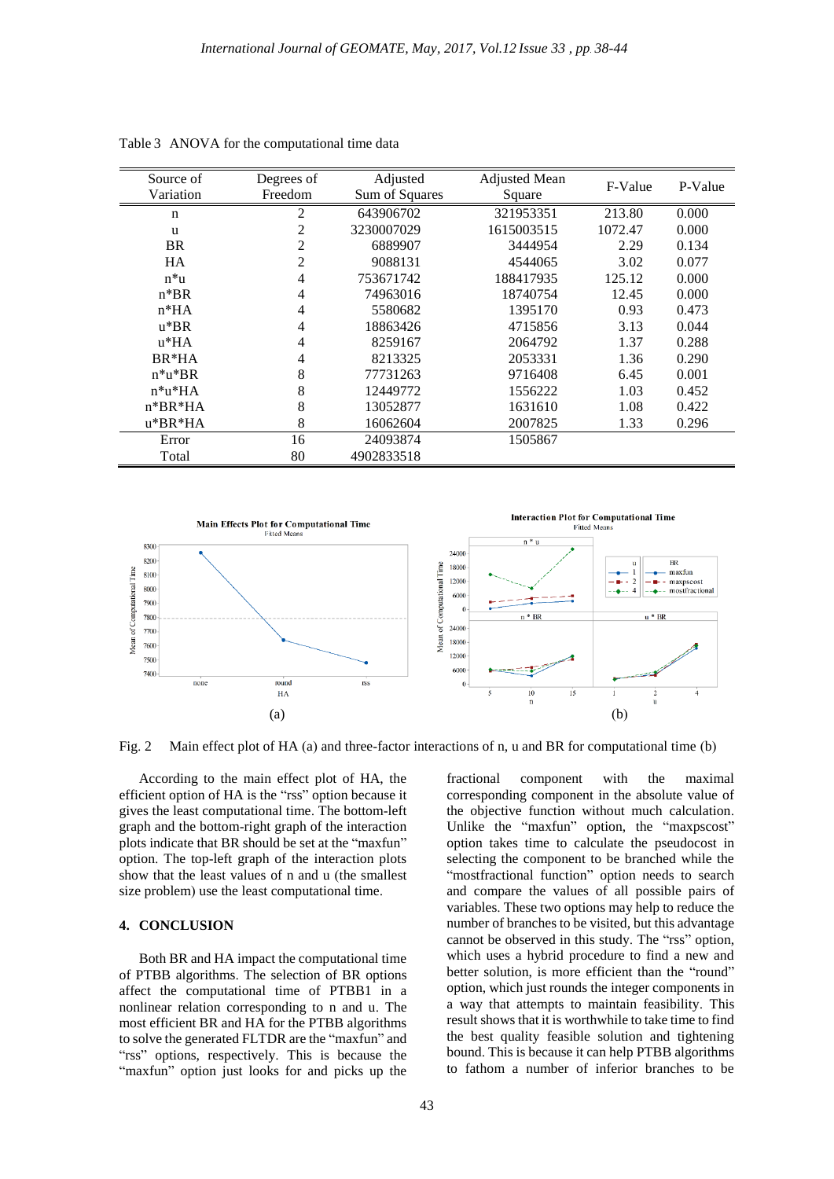Table 3 ANOVA for the computational time data

| Source of Variation | Degrees of Freedom | Adjusted Sum of Squares | Adjusted Mean Square | F-Value | P-Value |
|---|---|---|---|---|---|
| n | 2 | 643906702 | 321953351 | 213.80 | 0.000 |
| u | 2 | 3230007029 | 1615003515 | 1072.47 | 0.000 |
| BR | 2 | 6889907 | 3444954 | 2.29 | 0.134 |
| HA | 2 | 9088131 | 4544065 | 3.02 | 0.077 |
| n*u | 4 | 753671742 | 188417935 | 125.12 | 0.000 |
| n*BR | 4 | 74963016 | 18740754 | 12.45 | 0.000 |
| n*HA | 4 | 5580682 | 1395170 | 0.93 | 0.473 |
| u*BR | 4 | 18863426 | 4715856 | 3.13 | 0.044 |
| u*HA | 4 | 8259167 | 2064792 | 1.37 | 0.288 |
| BR*HA | 4 | 8213325 | 2053331 | 1.36 | 0.290 |
| n*u*BR | 8 | 77731263 | 9716408 | 6.45 | 0.001 |
| n*u*HA | 8 | 12449772 | 1556222 | 1.03 | 0.452 |
| n*BR*HA | 8 | 13052877 | 1631610 | 1.08 | 0.422 |
| u*BR*HA | 8 | 16062604 | 2007825 | 1.33 | 0.296 |
| Error | 16 | 24093874 | 1505867 | | |
| Total | 80 | 4902833518 | | | |

Fig. 2 Main effect plot of HA (a) and three-factor interactions of n, u and BR for computational time (b)

According to the main effect plot of HA, the efficient option of HA is the "rss" option because it gives the least computational time. The bottom-left graph and the bottom-right graph of the interaction plots indicate that BR should be set at the "maxfun" option. The top-left graph of the interaction plots show that the least values of n and u (the smallest size problem) use the least computational time.

## 4. CONCLUSION

Both BR and HA impact the computational time of PTBB algorithms. The selection of BR options affect the computational time of PTBB1 in a nonlinear relation corresponding to n and u. The most efficient BR and HA for the PTBB algorithms to solve the generated FLTDR are the "maxfun" and "rss" options, respectively. This is because the "maxfun" option just looks for and picks up the fractional component with the maximal corresponding component in the absolute value of the objective function without much calculation. Unlike the "maxfun" option, the "maxpscost" option takes time to calculate the pseudocost in selecting the component to be branched while the "mostfractional function" option needs to search and compare the values of all possible pairs of variables. These two options may help to reduce the number of branches to be visited, but this advantage cannot be observed in this study. The "rss" option, which uses a hybrid procedure to find a new and better solution, is more efficient than the "round" option, which just rounds the integer components in a way that attempts to maintain feasibility. This result shows that it is worthwhile to take time to find the best quality feasible solution and tightening bound. This is because it can help PTBB algorithms to fathom a number of inferior branches to be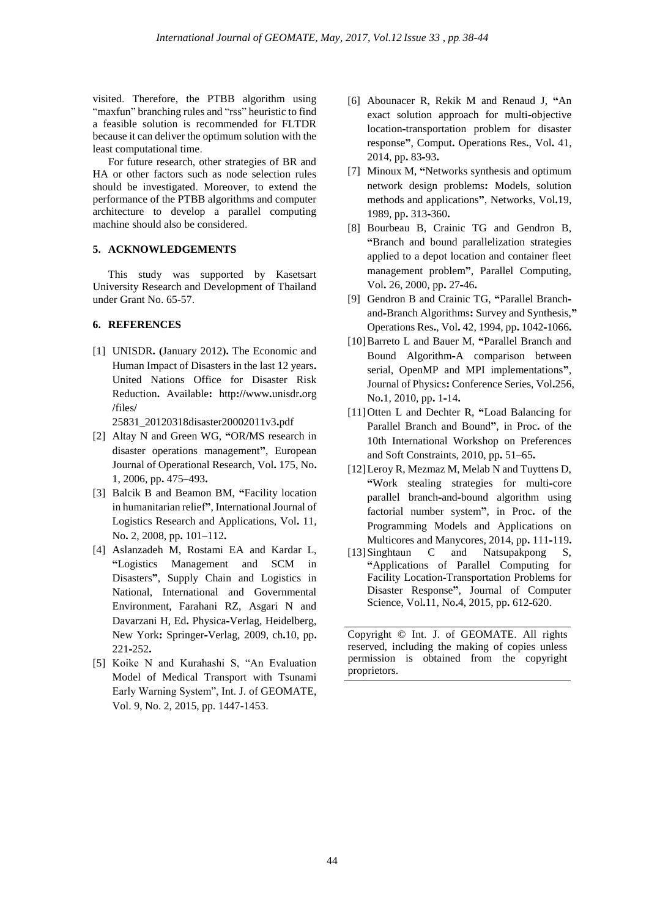visited. Therefore, the PTBB algorithm using "maxfun" branching rules and "rss" heuristic to find a feasible solution is recommended for FLTDR because it can deliver the optimum solution with the least computational time.

For future research, other strategies of BR and HA or other factors such as node selection rules should be investigated. Moreover, to extend the performance of the PTBB algorithms and computer architecture to develop a parallel computing machine should also be considered.

## 5. ACKNOWLEDGEMENTS

This study was supported by Kasetsart University Research and Development of Thailand under Grant No. 65-57.

## 6. REFERENCES

[1] UNISDR. (January 2012). The Economic and Human Impact of Disasters in the last 12 years. United Nations Office for Disaster Risk Reduction. Available: http://www.unisdr.org /files/ 25831_20120318disaster20002011v3.pdf

[2] Altay N and Green WG, "OR/MS research in disaster operations management", European Journal of Operational Research, Vol. 175, No. 1, 2006, pp. 475–493.

[3] Balcik B and Beamon BM, "Facility location in humanitarian relief", International Journal of Logistics Research and Applications, Vol. 11, No. 2, 2008, pp. 101–112.

[4] Aslanzadeh M, Rostami EA and Kardar L, "Logistics Management and SCM in Disasters", Supply Chain and Logistics in National, International and Governmental Environment, Farahani RZ, Asgari N and Davarzani H, Ed. Physica-Verlag, Heidelberg, New York: Springer-Verlag, 2009, ch.10, pp. 221-252.

[5] Koike N and Kurahashi S, "An Evaluation Model of Medical Transport with Tsunami Early Warning System", Int. J. of GEOMATE, Vol. 9, No. 2, 2015, pp. 1447-1453.

[6] Abounacer R, Rekik M and Renaud J, "An exact solution approach for multi-objective location-transportation problem for disaster response", Comput. Operations Res., Vol. 41, 2014, pp. 83-93.

[7] Minoux M, "Networks synthesis and optimum network design problems: Models, solution methods and applications", Networks, Vol.19, 1989, pp. 313-360.

[8] Bourbeau B, Crainic TG and Gendron B, "Branch and bound parallelization strategies applied to a depot location and container fleet management problem", Parallel Computing, Vol. 26, 2000, pp. 27-46.

[9] Gendron B and Crainic TG, "Parallel Branch-and-Branch Algorithms: Survey and Synthesis," Operations Res., Vol. 42, 1994, pp. 1042-1066.

[10] Barreto L and Bauer M, "Parallel Branch and Bound Algorithm-A comparison between serial, OpenMP and MPI implementations", Journal of Physics: Conference Series, Vol.256, No.1, 2010, pp. 1-14.

[11] Otten L and Dechter R, "Load Balancing for Parallel Branch and Bound", in Proc. of the 10th International Workshop on Preferences and Soft Constraints, 2010, pp. 51–65.

[12] Leroy R, Mezmaz M, Melab N and Tuyttens D, "Work stealing strategies for multi-core parallel branch-and-bound algorithm using factorial number system", in Proc. of the Programming Models and Applications on Multicores and Manycores, 2014, pp. 111-119.

[13] Singhtaun C and Natsupakpong S, "Applications of Parallel Computing for Facility Location-Transportation Problems for Disaster Response", Journal of Computer Science, Vol.11, No.4, 2015, pp. 612-620.

Copyright © Int. J. of GEOMATE. All rights reserved, including the making of copies unless permission is obtained from the copyright proprietors.